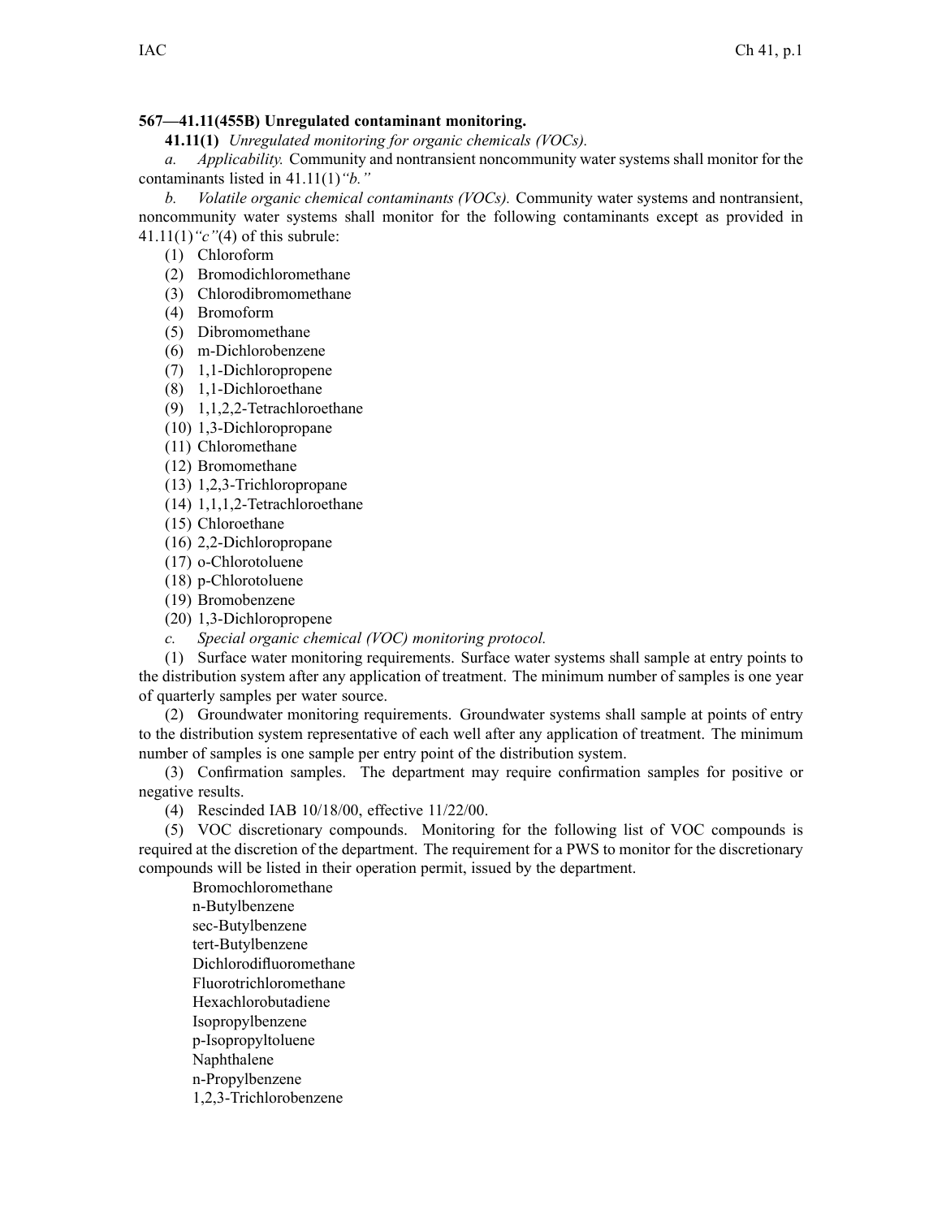**567—41.11(455B) Unregulated contaminant monitoring.**

**41.11(1)** *Unregulated monitoring for organic chemicals (VOCs).*

*a. Applicability.* Community and nontransient noncommunity water systems shall monitor for the contaminants listed in 41.11(1)*"b."*

*b. Volatile organic chemical contaminants (VOCs).* Community water systems and nontransient, noncommunity water systems shall monitor for the following contaminants except as provided in 41.11(1)*"c"*(4) of this subrule:

(1) Chloroform

(2) Bromodichloromethane

(3) Chlorodibromomethane

(4) Bromoform

(5) Dibromomethane

(6) m-Dichlorobenzene

(7) 1,1-Dichloropropene

(8) 1,1-Dichloroethane

(9) 1,1,2,2-Tetrachloroethane

(10) 1,3-Dichloropropane

(11) Chloromethane

(12) Bromomethane

(13) 1,2,3-Trichloropropane

(14) 1,1,1,2-Tetrachloroethane

(15) Chloroethane

(16) 2,2-Dichloropropane

(17) o-Chlorotoluene

(18) p-Chlorotoluene

(19) Bromobenzene

(20) 1,3-Dichloropropene

*c. Special organic chemical (VOC) monitoring protocol.*

(1) Surface water monitoring requirements. Surface water systems shall sample at entry points to the distribution system after any application of treatment. The minimum number of samples is one year of quarterly samples per water source.

(2) Groundwater monitoring requirements. Groundwater systems shall sample at points of entry to the distribution system representative of each well after any application of treatment. The minimum number of samples is one sample per entry point of the distribution system.

(3) Confirmation samples. The department may require confirmation samples for positive or negative results.

(4) Rescinded IAB 10/18/00, effective 11/22/00.

(5) VOC discretionary compounds. Monitoring for the following list of VOC compounds is required at the discretion of the department. The requirement for a PWS to monitor for the discretionary compounds will be listed in their operation permit, issued by the department.

Bromochloromethane
n-Butylbenzene
sec-Butylbenzene
tert-Butylbenzene
Dichlorodifluoromethane
Fluorotrichloromethane
Hexachlorobutadiene
Isopropylbenzene
p-Isopropyltoluene
Naphthalene
n-Propylbenzene
1,2,3-Trichlorobenzene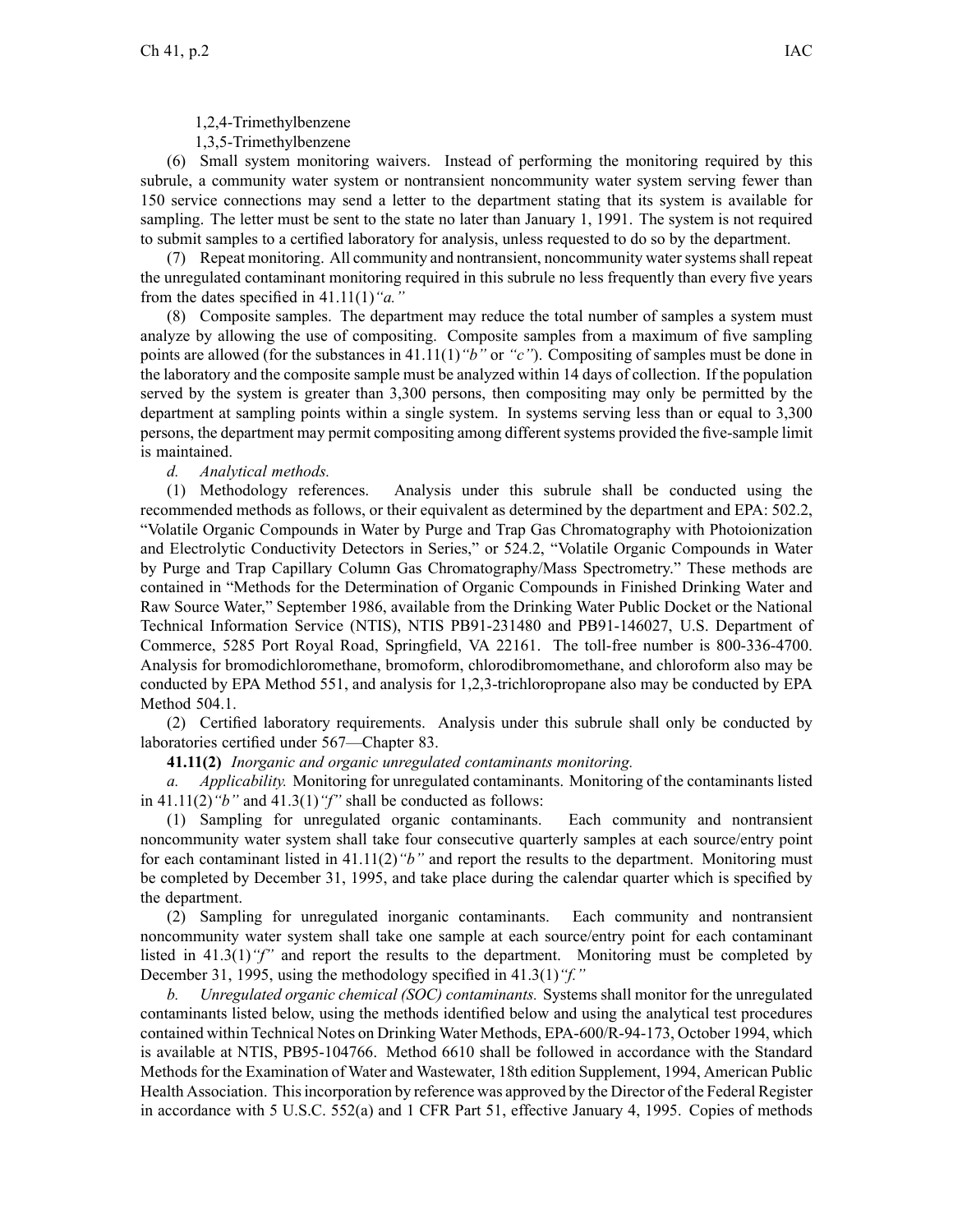1,2,4-Trimethylbenzene

1,3,5-Trimethylbenzene

(6) Small system monitoring waivers. Instead of performing the monitoring required by this subrule, a community water system or nontransient noncommunity water system serving fewer than 150 service connections may send a letter to the department stating that its system is available for sampling. The letter must be sent to the state no later than January 1, 1991. The system is not required to submit samples to a certified laboratory for analysis, unless requested to do so by the department.

(7) Repeat monitoring. All community and nontransient, noncommunity water systems shall repeat the unregulated contaminant monitoring required in this subrule no less frequently than every five years from the dates specified in 41.11(1)*"a."*

(8) Composite samples. The department may reduce the total number of samples a system must analyze by allowing the use of compositing. Composite samples from a maximum of five sampling points are allowed (for the substances in 41.11(1)*"b"* or *"c"*). Compositing of samples must be done in the laboratory and the composite sample must be analyzed within 14 days of collection. If the population served by the system is greater than 3,300 persons, then compositing may only be permitted by the department at sampling points within a single system. In systems serving less than or equal to 3,300 persons, the department may permit compositing among different systems provided the five-sample limit is maintained.

*d. Analytical methods.*

(1) Methodology references. Analysis under this subrule shall be conducted using the recommended methods as follows, or their equivalent as determined by the department and EPA: 502.2, "Volatile Organic Compounds in Water by Purge and Trap Gas Chromatography with Photoionization and Electrolytic Conductivity Detectors in Series," or 524.2, "Volatile Organic Compounds in Water by Purge and Trap Capillary Column Gas Chromatography/Mass Spectrometry." These methods are contained in "Methods for the Determination of Organic Compounds in Finished Drinking Water and Raw Source Water," September 1986, available from the Drinking Water Public Docket or the National Technical Information Service (NTIS), NTIS PB91-231480 and PB91-146027, U.S. Department of Commerce, 5285 Port Royal Road, Springfield, VA 22161. The toll-free number is 800-336-4700. Analysis for bromodichloromethane, bromoform, chlorodibromomethane, and chloroform also may be conducted by EPA Method 551, and analysis for 1,2,3-trichloropropane also may be conducted by EPA Method 504.1.

(2) Certified laboratory requirements. Analysis under this subrule shall only be conducted by laboratories certified under 567—Chapter 83.

**41.11(2)** *Inorganic and organic unregulated contaminants monitoring.*

*a. Applicability.* Monitoring for unregulated contaminants. Monitoring of the contaminants listed in 41.11(2)*"b"* and 41.3(1)*"f"* shall be conducted as follows:

(1) Sampling for unregulated organic contaminants. Each community and nontransient noncommunity water system shall take four consecutive quarterly samples at each source/entry point for each contaminant listed in 41.11(2)*"b"* and report the results to the department. Monitoring must be completed by December 31, 1995, and take place during the calendar quarter which is specified by the department.

(2) Sampling for unregulated inorganic contaminants. Each community and nontransient noncommunity water system shall take one sample at each source/entry point for each contaminant listed in 41.3(1)*"f"* and report the results to the department. Monitoring must be completed by December 31, 1995, using the methodology specified in 41.3(1)*"f."*

*b. Unregulated organic chemical (SOC) contaminants.* Systems shall monitor for the unregulated contaminants listed below, using the methods identified below and using the analytical test procedures contained within Technical Notes on Drinking Water Methods, EPA-600/R-94-173, October 1994, which is available at NTIS, PB95-104766. Method 6610 shall be followed in accordance with the Standard Methods for the Examination of Water and Wastewater, 18th edition Supplement, 1994, American Public Health Association. This incorporation by reference was approved by the Director of the Federal Register in accordance with 5 U.S.C. 552(a) and 1 CFR Part 51, effective January 4, 1995. Copies of methods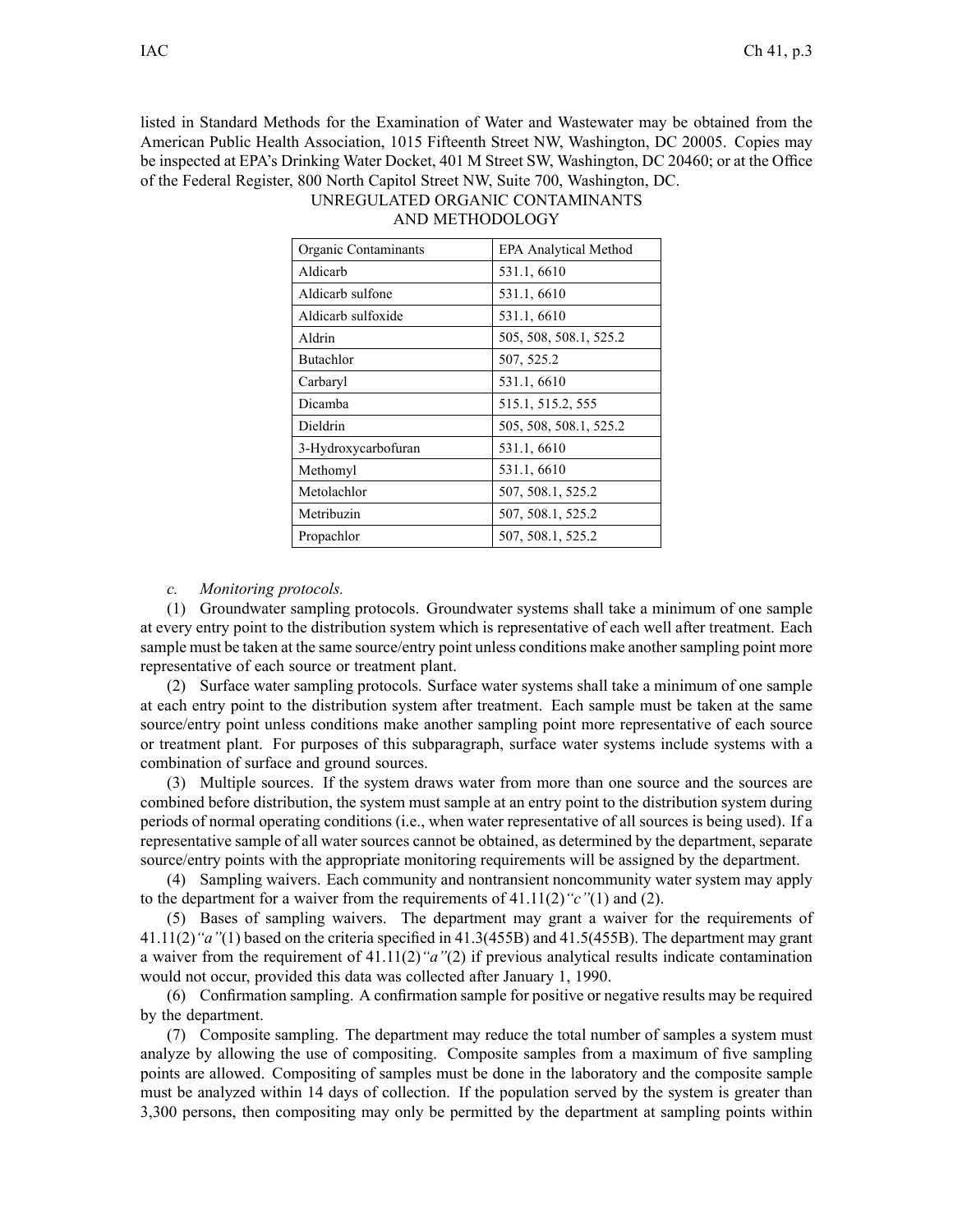listed in Standard Methods for the Examination of Water and Wastewater may be obtained from the American Public Health Association, 1015 Fifteenth Street NW, Washington, DC 20005. Copies may be inspected at EPA's Drinking Water Docket, 401 M Street SW, Washington, DC 20460; or at the Office of the Federal Register, 800 North Capitol Street NW, Suite 700, Washington, DC.

UNREGULATED ORGANIC CONTAMINANTS
AND METHODOLOGY

| Organic Contaminants | EPA Analytical Method |
|---|---|
| Aldicarb | 531.1, 6610 |
| Aldicarb sulfone | 531.1, 6610 |
| Aldicarb sulfoxide | 531.1, 6610 |
| Aldrin | 505, 508, 508.1, 525.2 |
| Butachlor | 507, 525.2 |
| Carbaryl | 531.1, 6610 |
| Dicamba | 515.1, 515.2, 555 |
| Dieldrin | 505, 508, 508.1, 525.2 |
| 3-Hydroxycarbofuran | 531.1, 6610 |
| Methomyl | 531.1, 6610 |
| Metolachlor | 507, 508.1, 525.2 |
| Metribuzin | 507, 508.1, 525.2 |
| Propachlor | 507, 508.1, 525.2 |

*c. Monitoring protocols.*

(1) Groundwater sampling protocols. Groundwater systems shall take a minimum of one sample at every entry point to the distribution system which is representative of each well after treatment. Each sample must be taken at the same source/entry point unless conditions make another sampling point more representative of each source or treatment plant.

(2) Surface water sampling protocols. Surface water systems shall take a minimum of one sample at each entry point to the distribution system after treatment. Each sample must be taken at the same source/entry point unless conditions make another sampling point more representative of each source or treatment plant. For purposes of this subparagraph, surface water systems include systems with a combination of surface and ground sources.

(3) Multiple sources. If the system draws water from more than one source and the sources are combined before distribution, the system must sample at an entry point to the distribution system during periods of normal operating conditions (i.e., when water representative of all sources is being used). If a representative sample of all water sources cannot be obtained, as determined by the department, separate source/entry points with the appropriate monitoring requirements will be assigned by the department.

(4) Sampling waivers. Each community and nontransient noncommunity water system may apply to the department for a waiver from the requirements of 41.11(2)*"c"*(1) and (2).

(5) Bases of sampling waivers. The department may grant a waiver for the requirements of 41.11(2)*"a"*(1) based on the criteria specified in 41.3(455B) and 41.5(455B). The department may grant a waiver from the requirement of 41.11(2)*"a"*(2) if previous analytical results indicate contamination would not occur, provided this data was collected after January 1, 1990.

(6) Confirmation sampling. A confirmation sample for positive or negative results may be required by the department.

(7) Composite sampling. The department may reduce the total number of samples a system must analyze by allowing the use of compositing. Composite samples from a maximum of five sampling points are allowed. Compositing of samples must be done in the laboratory and the composite sample must be analyzed within 14 days of collection. If the population served by the system is greater than 3,300 persons, then compositing may only be permitted by the department at sampling points within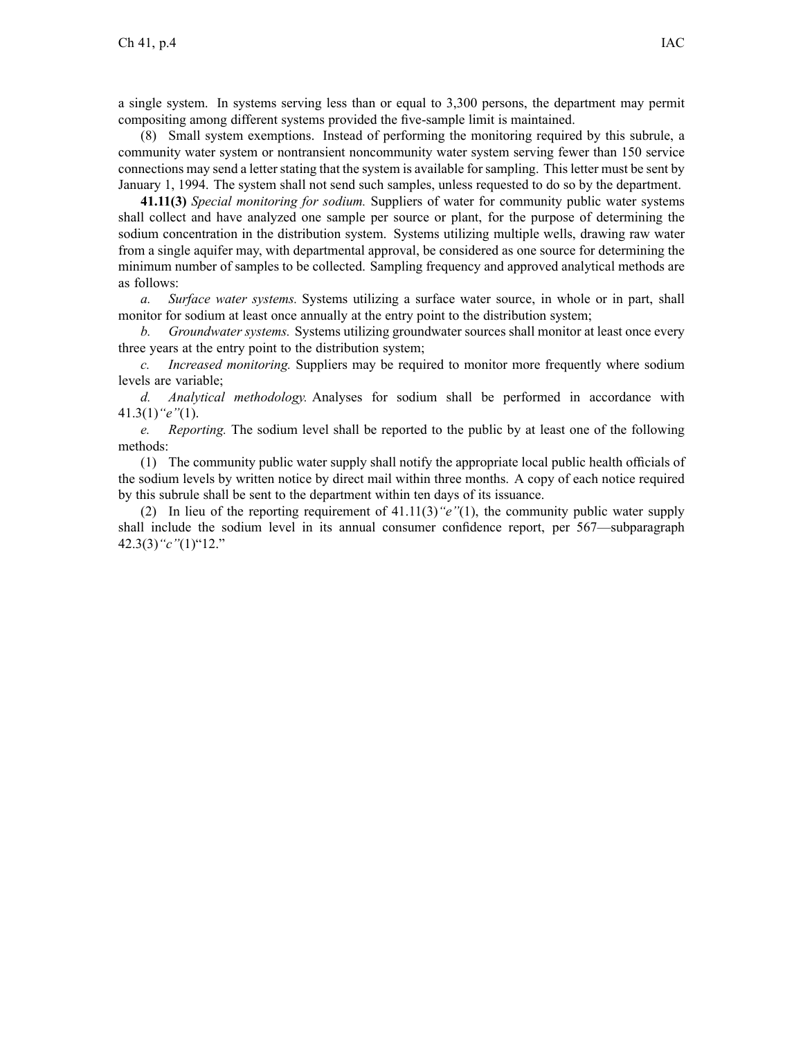a single system. In systems serving less than or equal to 3,300 persons, the department may permit compositing among different systems provided the five-sample limit is maintained.

(8) Small system exemptions. Instead of performing the monitoring required by this subrule, a community water system or nontransient noncommunity water system serving fewer than 150 service connections may send a letter stating that the system is available for sampling. This letter must be sent by January 1, 1994. The system shall not send such samples, unless requested to do so by the department.

**41.11(3)** *Special monitoring for sodium.* Suppliers of water for community public water systems shall collect and have analyzed one sample per source or plant, for the purpose of determining the sodium concentration in the distribution system. Systems utilizing multiple wells, drawing raw water from a single aquifer may, with departmental approval, be considered as one source for determining the minimum number of samples to be collected. Sampling frequency and approved analytical methods are as follows:

*a. Surface water systems.* Systems utilizing a surface water source, in whole or in part, shall monitor for sodium at least once annually at the entry point to the distribution system;

*b. Groundwater systems.* Systems utilizing groundwater sources shall monitor at least once every three years at the entry point to the distribution system;

*c. Increased monitoring.* Suppliers may be required to monitor more frequently where sodium levels are variable;

*d. Analytical methodology.* Analyses for sodium shall be performed in accordance with 41.3(1)*"e"*(1).

*e. Reporting.* The sodium level shall be reported to the public by at least one of the following methods:

(1) The community public water supply shall notify the appropriate local public health officials of the sodium levels by written notice by direct mail within three months. A copy of each notice required by this subrule shall be sent to the department within ten days of its issuance.

(2) In lieu of the reporting requirement of 41.11(3)*"e"*(1), the community public water supply shall include the sodium level in its annual consumer confidence report, per 567—subparagraph 42.3(3)*"c"*(1)"12."